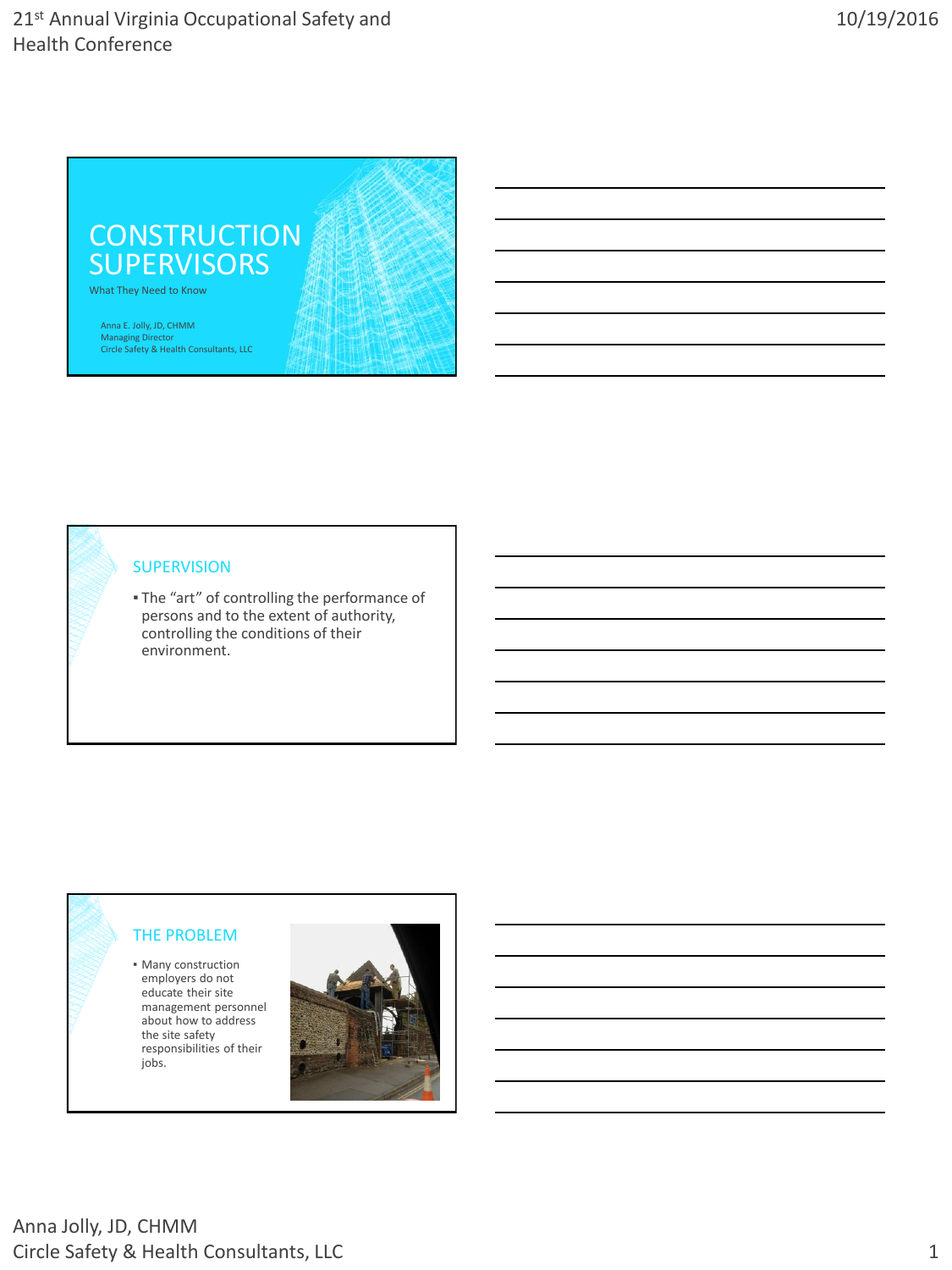# CONSTRUCTION SUPERVISORS

What They Need to Know

Anna E. Jolly, JD, CHMM
Managing Director
Circle Safety & Health Consultants, LLC

## SUPERVISION

- The "art" of controlling the performance of persons and to the extent of authority, controlling the conditions of their environment.

## THE PROBLEM

- Many construction employers do not educate their site management personnel about how to address the site safety responsibilities of their jobs.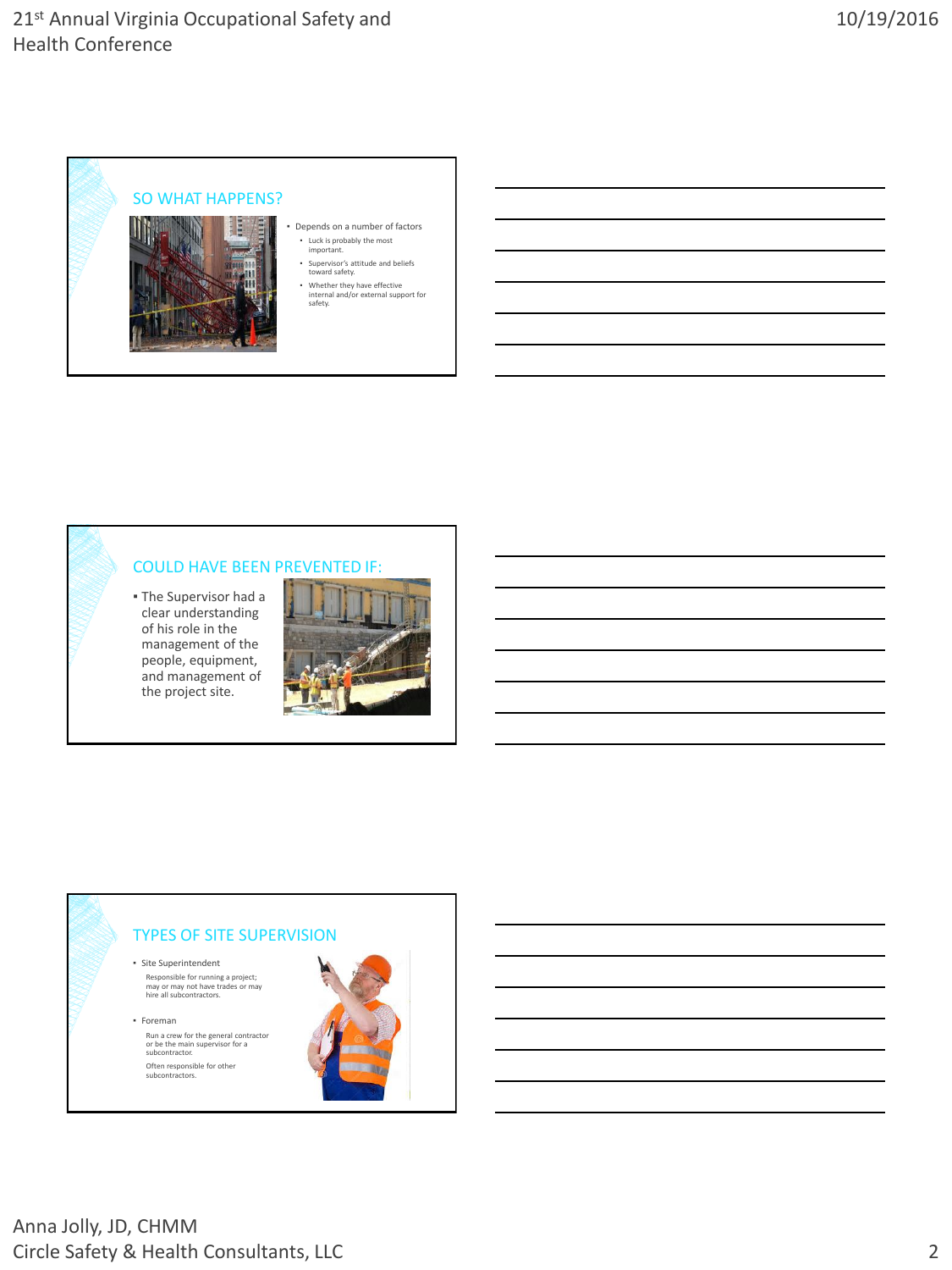## SO WHAT HAPPENS?

- Depends on a number of factors
  - Luck is probably the most important.
  - Supervisor's attitude and beliefs toward safety.
  - Whether they have effective internal and/or external support for safety.

## COULD HAVE BEEN PREVENTED IF:

- The Supervisor had a clear understanding of his role in the management of the people, equipment, and management of the project site.

## TYPES OF SITE SUPERVISION

- Site Superintendent

  Responsible for running a project; may or may not have trades or may hire all subcontractors.

- Foreman

  Run a crew for the general contractor or be the main supervisor for a subcontractor.

  Often responsible for other subcontractors.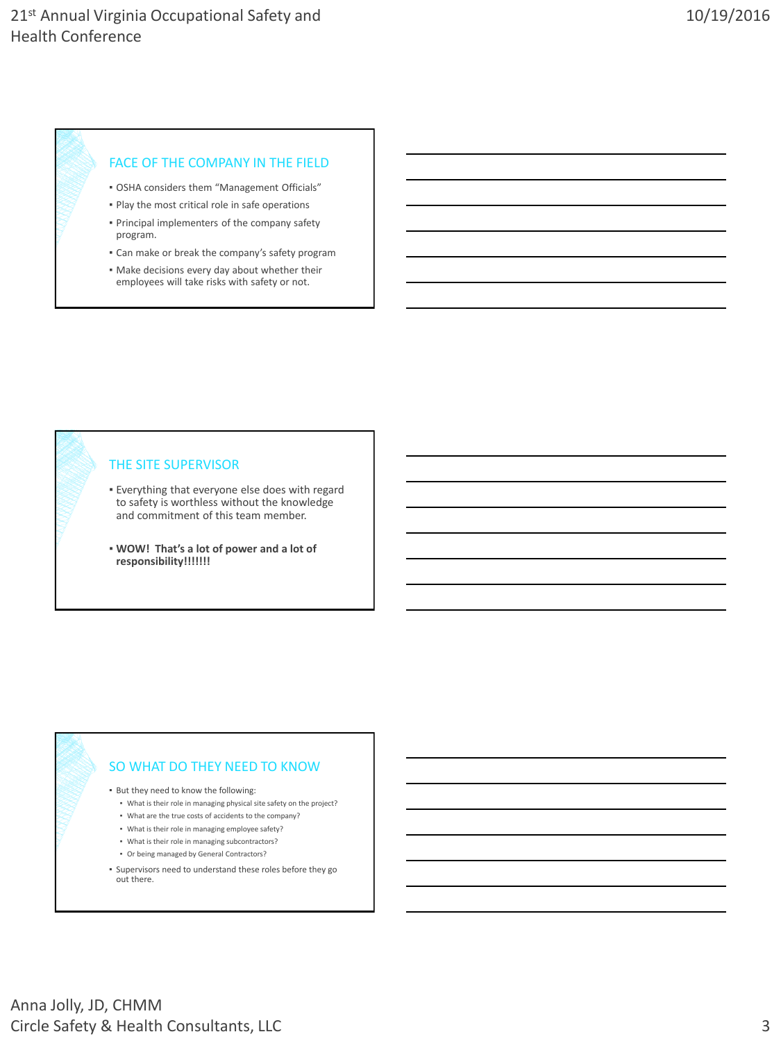## FACE OF THE COMPANY IN THE FIELD

- OSHA considers them "Management Officials"
- Play the most critical role in safe operations
- Principal implementers of the company safety program.
- Can make or break the company's safety program
- Make decisions every day about whether their employees will take risks with safety or not.

## THE SITE SUPERVISOR

- Everything that everyone else does with regard to safety is worthless without the knowledge and commitment of this team member.
- **WOW! That's a lot of power and a lot of responsibility!!!!!!!**

## SO WHAT DO THEY NEED TO KNOW

- But they need to know the following:
  - What is their role in managing physical site safety on the project?
  - What are the true costs of accidents to the company?
  - What is their role in managing employee safety?
  - What is their role in managing subcontractors?
  - Or being managed by General Contractors?
- Supervisors need to understand these roles before they go out there.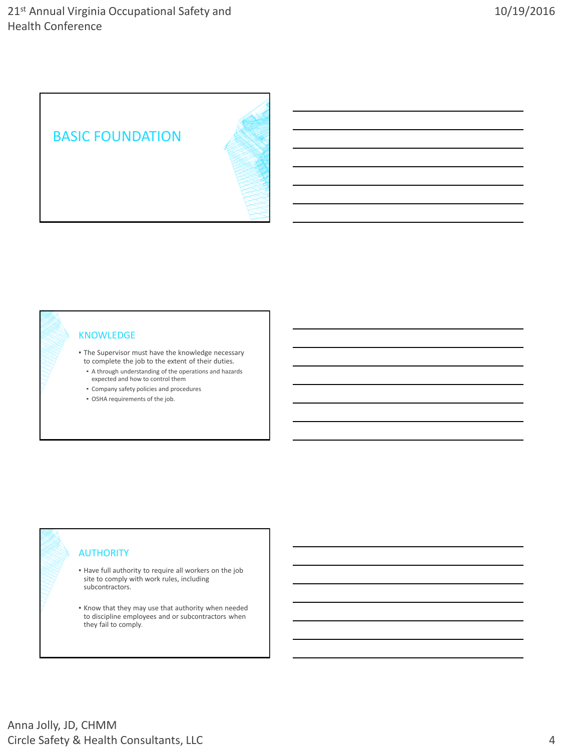## BASIC FOUNDATION

## KNOWLEDGE

- The Supervisor must have the knowledge necessary to complete the job to the extent of their duties.
  - A through understanding of the operations and hazards expected and how to control them
  - Company safety policies and procedures
  - OSHA requirements of the job.

## AUTHORITY

- Have full authority to require all workers on the job site to comply with work rules, including subcontractors.
- Know that they may use that authority when needed to discipline employees and or subcontractors when they fail to comply.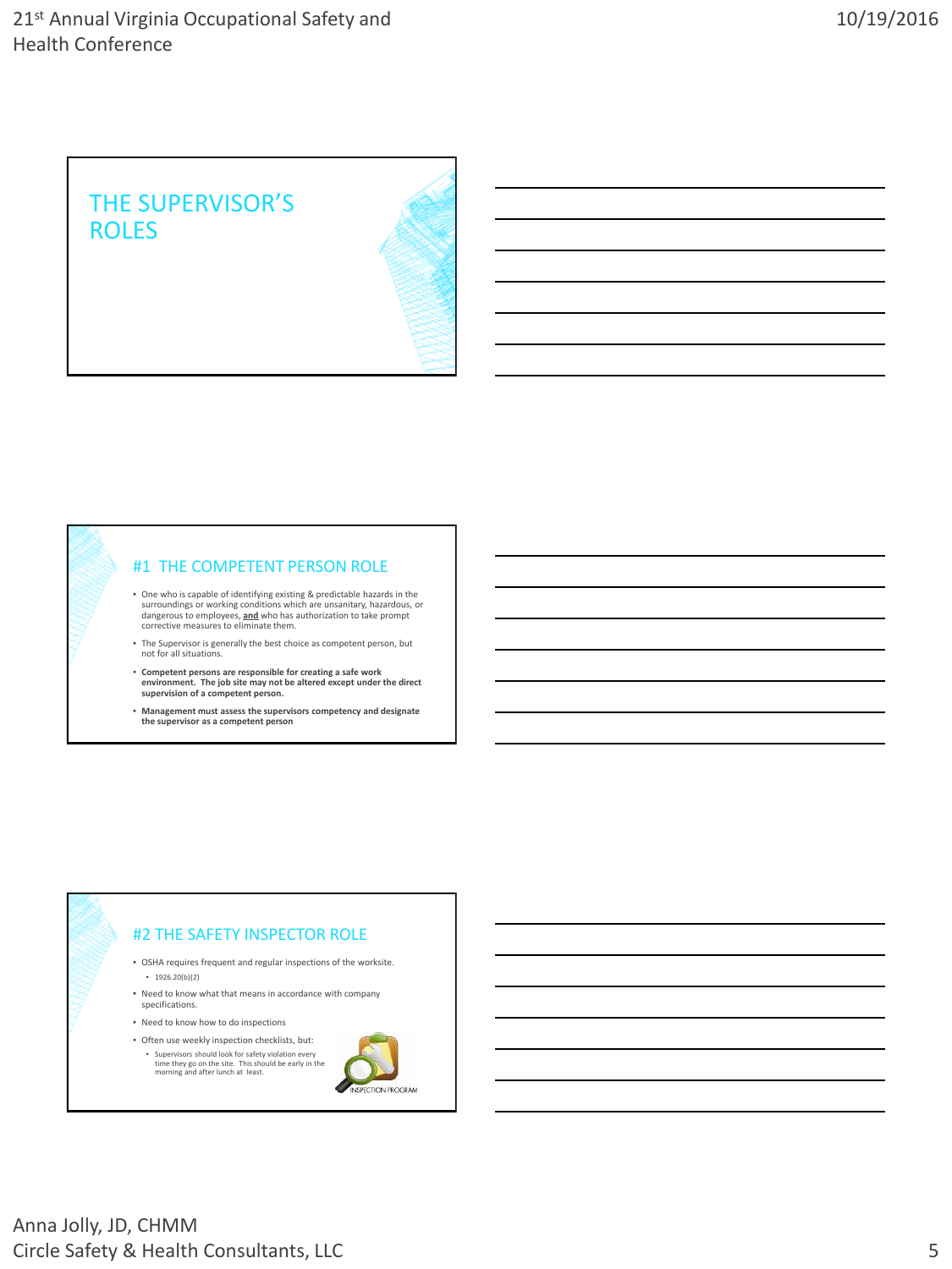# THE SUPERVISOR'S ROLES

## #1 THE COMPETENT PERSON ROLE

- One who is capable of identifying existing & predictable hazards in the surroundings or working conditions which are unsanitary, hazardous, or dangerous to employees, **and** who has authorization to take prompt corrective measures to eliminate them.
- The Supervisor is generally the best choice as competent person, but not for all situations.
- **Competent persons are responsible for creating a safe work environment. The job site may not be altered except under the direct supervision of a competent person.**
- **Management must assess the supervisors competency and designate the supervisor as a competent person**

## #2 THE SAFETY INSPECTOR ROLE

- OSHA requires frequent and regular inspections of the worksite.
  - 1926.20(b)(2)
- Need to know what that means in accordance with company specifications.
- Need to know how to do inspections
- Often use weekly inspection checklists, but:
  - Supervisors should look for safety violation every time they go on the site. This should be early in the morning and after lunch at least.

INSPECTION PROGRAM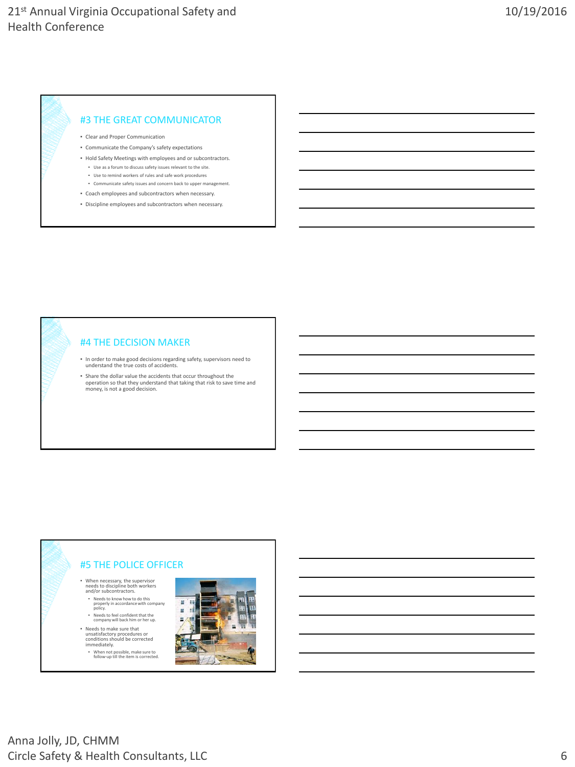## #3 THE GREAT COMMUNICATOR

- Clear and Proper Communication
- Communicate the Company's safety expectations
- Hold Safety Meetings with employees and or subcontractors.
  - Use as a forum to discuss safety issues relevant to the site.
  - Use to remind workers of rules and safe work procedures
  - Communicate safety issues and concern back to upper management.
- Coach employees and subcontractors when necessary.
- Discipline employees and subcontractors when necessary.

## #4 THE DECISION MAKER

- In order to make good decisions regarding safety, supervisors need to understand the true costs of accidents.
- Share the dollar value the accidents that occur throughout the operation so that they understand that taking that risk to save time and money, is not a good decision.

## #5 THE POLICE OFFICER

- When necessary, the supervisor needs to discipline both workers and/or subcontractors.
  - Needs to know how to do this properly in accordance with company policy.
  - Needs to feel confident that the company will back him or her up.
- Needs to make sure that unsatisfactory procedures or conditions should be corrected immediately.
  - When not possible, make sure to follow-up till the item is corrected.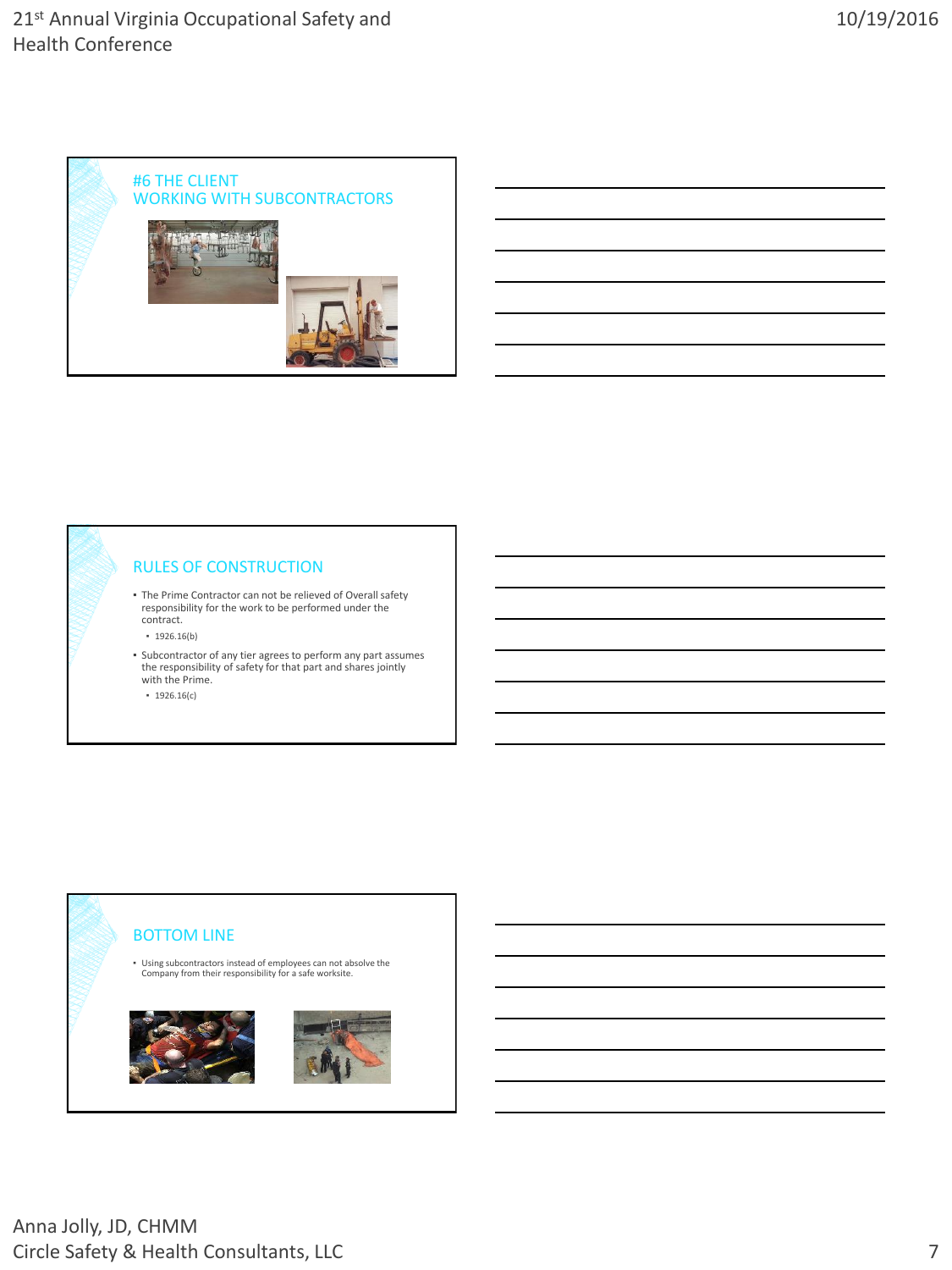## #6 THE CLIENT WORKING WITH SUBCONTRACTORS

## RULES OF CONSTRUCTION

- The Prime Contractor can not be relieved of Overall safety responsibility for the work to be performed under the contract.
  - 1926.16(b)
- Subcontractor of any tier agrees to perform any part assumes the responsibility of safety for that part and shares jointly with the Prime.
  - 1926.16(c)

## BOTTOM LINE

- Using subcontractors instead of employees can not absolve the Company from their responsibility for a safe worksite.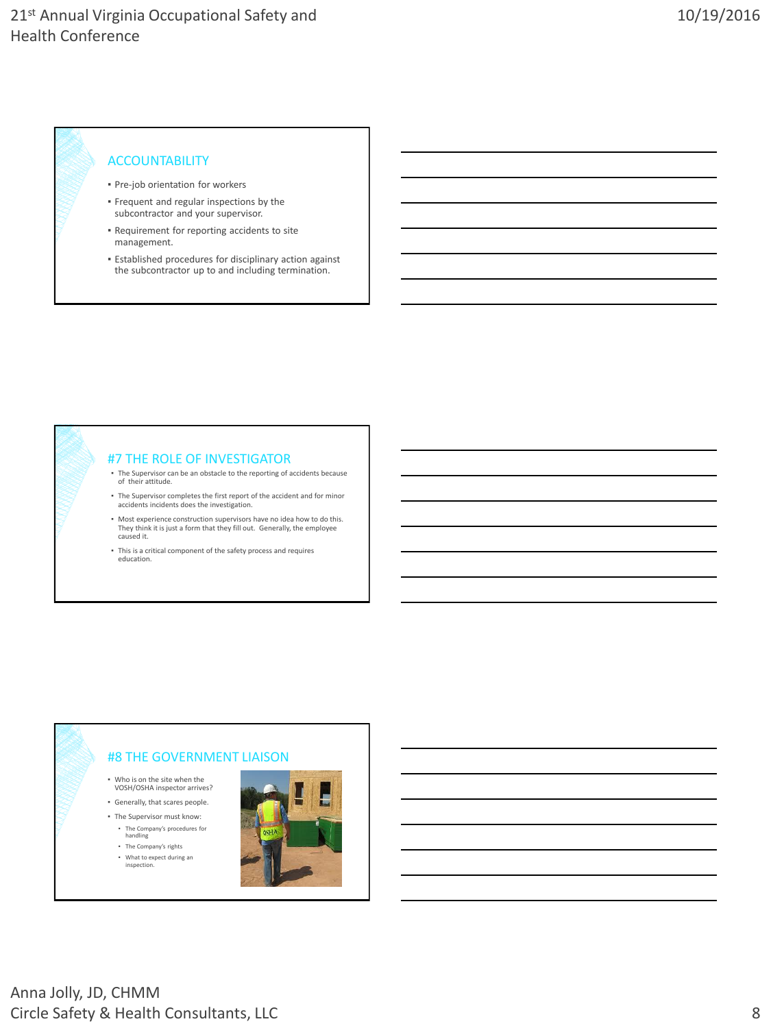## ACCOUNTABILITY

- Pre-job orientation for workers
- Frequent and regular inspections by the subcontractor and your supervisor.
- Requirement for reporting accidents to site management.
- Established procedures for disciplinary action against the subcontractor up to and including termination.

## #7 THE ROLE OF INVESTIGATOR

- The Supervisor can be an obstacle to the reporting of accidents because of their attitude.
- The Supervisor completes the first report of the accident and for minor accidents incidents does the investigation.
- Most experience construction supervisors have no idea how to do this. They think it is just a form that they fill out. Generally, the employee caused it.
- This is a critical component of the safety process and requires education.

## #8 THE GOVERNMENT LIAISON

- Who is on the site when the VOSH/OSHA inspector arrives?
- Generally, that scares people.
- The Supervisor must know:
  - The Company's procedures for handling
  - The Company's rights
  - What to expect during an inspection.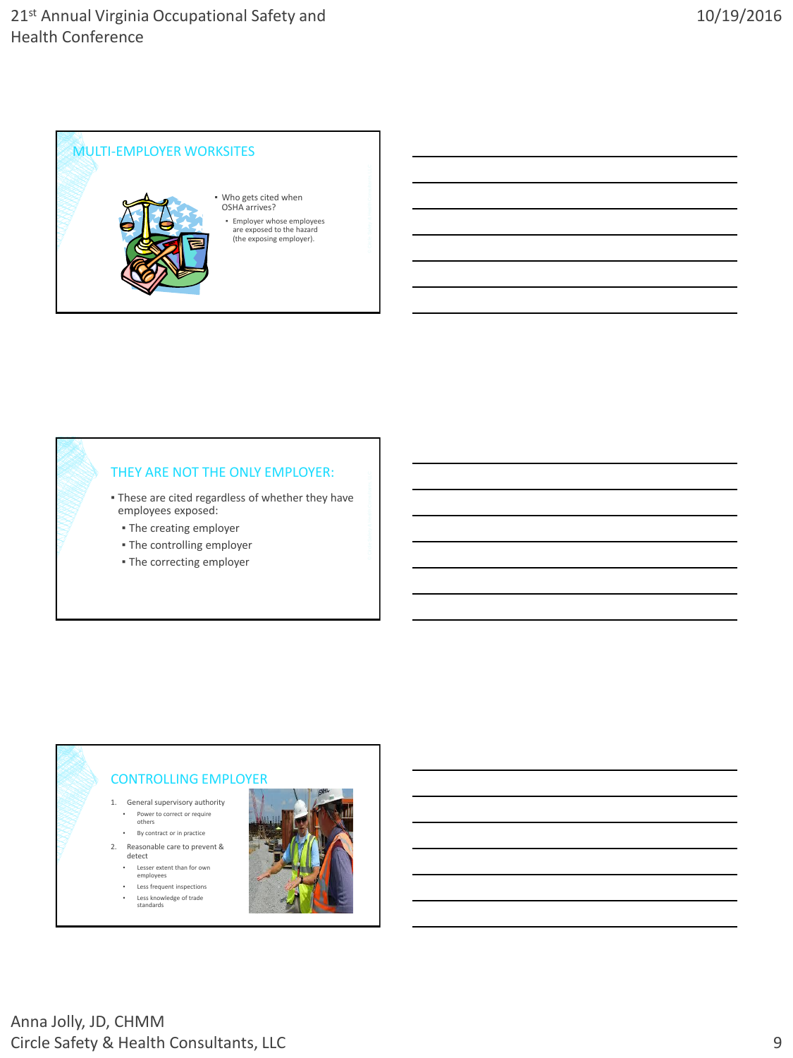## MULTI-EMPLOYER WORKSITES

- Who gets cited when OSHA arrives?
  - Employer whose employees are exposed to the hazard (the exposing employer).

## THEY ARE NOT THE ONLY EMPLOYER:

- These are cited regardless of whether they have employees exposed:
  - The creating employer
  - The controlling employer
  - The correcting employer

## CONTROLLING EMPLOYER

1. General supervisory authority
   - Power to correct or require others
   - By contract or in practice
2. Reasonable care to prevent & detect
   - Lesser extent than for own employees
   - Less frequent inspections
   - Less knowledge of trade standards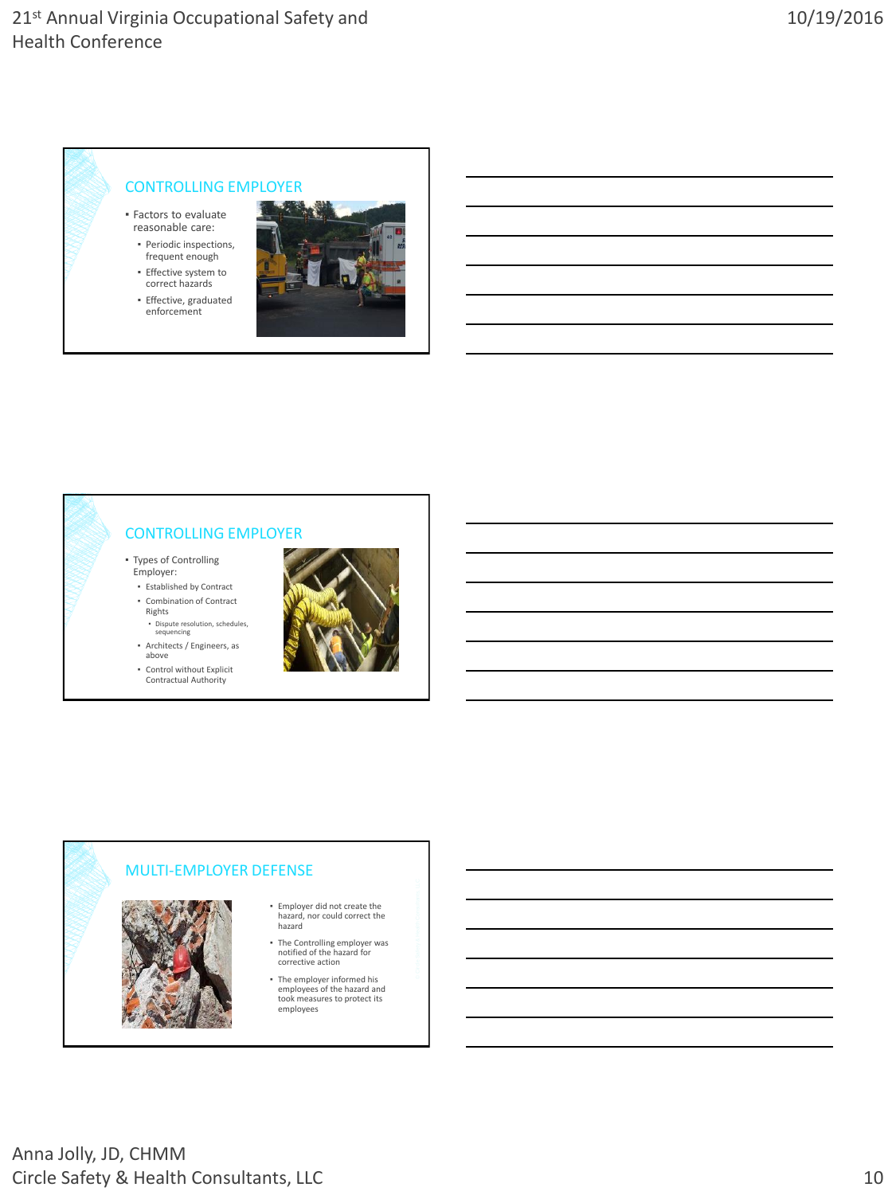## CONTROLLING EMPLOYER

- Factors to evaluate reasonable care:
  - Periodic inspections, frequent enough
  - Effective system to correct hazards
  - Effective, graduated enforcement

## CONTROLLING EMPLOYER

- Types of Controlling Employer:
  - Established by Contract
  - Combination of Contract Rights
    - Dispute resolution, schedules, sequencing
  - Architects / Engineers, as above
  - Control without Explicit Contractual Authority

## MULTI-EMPLOYER DEFENSE

- Employer did not create the hazard, nor could correct the hazard
- The Controlling employer was notified of the hazard for corrective action
- The employer informed his employees of the hazard and took measures to protect its employees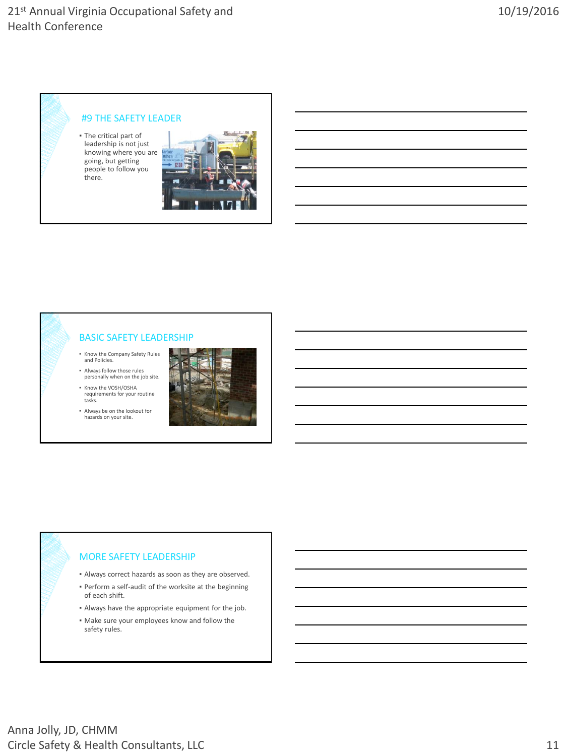## #9 THE SAFETY LEADER

- The critical part of leadership is not just knowing where you are going, but getting people to follow you there.

## BASIC SAFETY LEADERSHIP

- Know the Company Safety Rules and Policies.
- Always follow those rules personally when on the job site.
- Know the VOSH/OSHA requirements for your routine tasks.
- Always be on the lookout for hazards on your site.

## MORE SAFETY LEADERSHIP

- Always correct hazards as soon as they are observed.
- Perform a self-audit of the worksite at the beginning of each shift.
- Always have the appropriate equipment for the job.
- Make sure your employees know and follow the safety rules.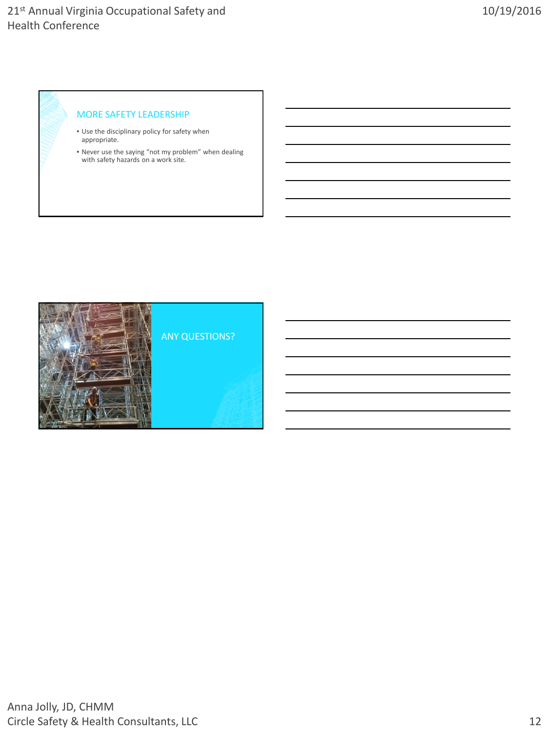## MORE SAFETY LEADERSHIP

- Use the disciplinary policy for safety when appropriate.
- Never use the saying "not my problem" when dealing with safety hazards on a work site.

## ANY QUESTIONS?